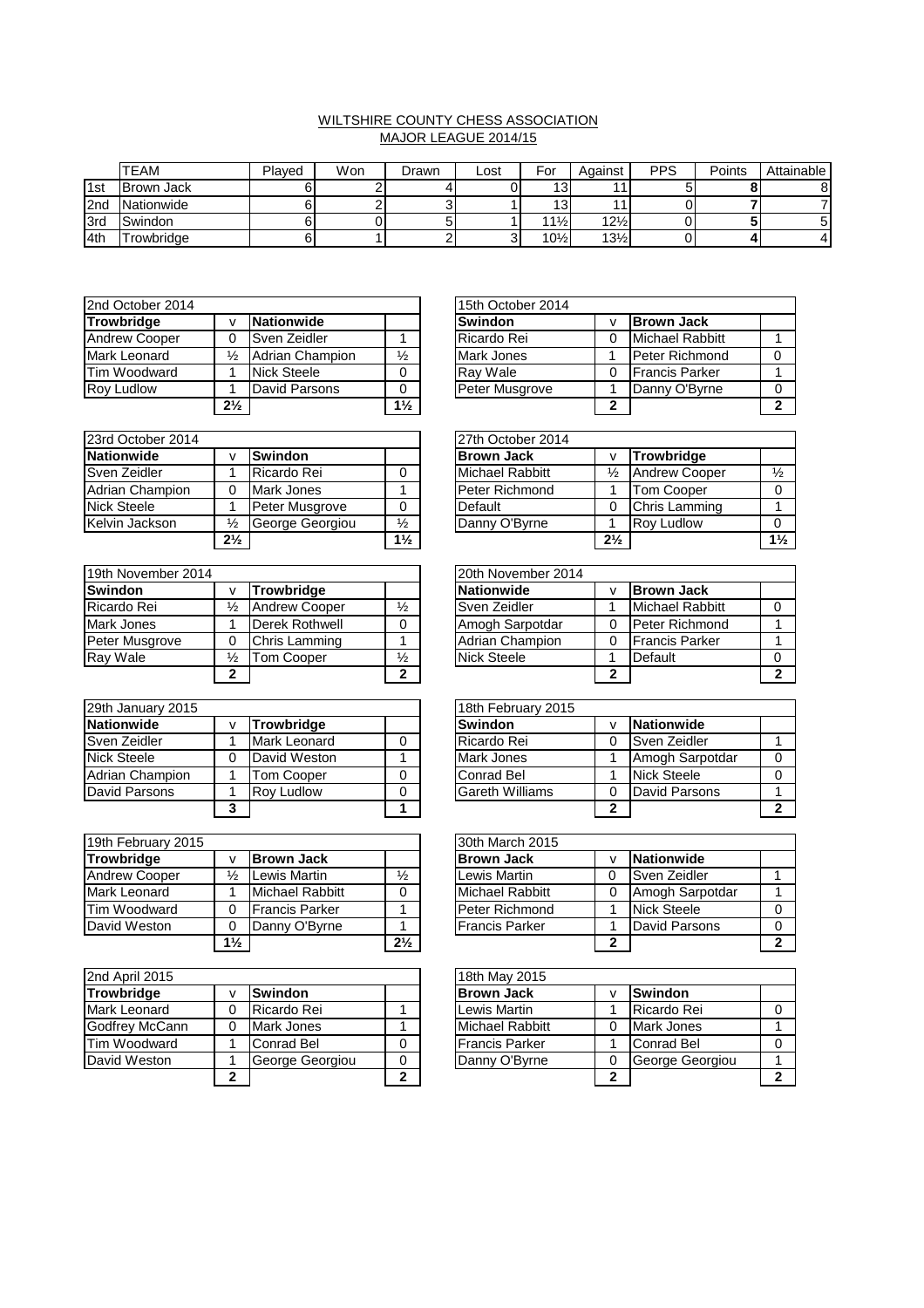# WILTSHIRE COUNTY CHESS ASSOCIATION
## MAJOR LEAGUE 2014/15

| | TEAM | Played | Won | Drawn | Lost | For | Against | PPS | Points | Attainable |
|---|---|---|---|---|---|---|---|---|---|---|
| 1st | Brown Jack | 6 | 2 | 4 | 0 | 13 | 11 | 5 | **8** | 8 |
| 2nd | Nationwide | 6 | 2 | 3 | 1 | 13 | 11 | 0 | **7** | 7 |
| 3rd | Swindon | 6 | 0 | 5 | 1 | 11½ | 12½ | 0 | **5** | 5 |
| 4th | Trowbridge | 6 | 1 | 2 | 3 | 10½ | 13½ | 0 | **4** | 4 |

| 2nd October 2014 | | | |
|---|---|---|---|
| **Trowbridge** | v | **Nationwide** | |
| Andrew Cooper | 0 | Sven Zeidler | 1 |
| Mark Leonard | ½ | Adrian Champion | ½ |
| Tim Woodward | 1 | Nick Steele | 0 |
| Roy Ludlow | 1 | David Parsons | 0 |
| | **2½** | | **1½** |

| 15th October 2014 | | | |
|---|---|---|---|
| **Swindon** | v | **Brown Jack** | |
| Ricardo Rei | 0 | Michael Rabbitt | 1 |
| Mark Jones | 1 | Peter Richmond | 0 |
| Ray Wale | 0 | Francis Parker | 1 |
| Peter Musgrove | 1 | Danny O'Byrne | 0 |
| | **2** | | **2** |

| 23rd October 2014 | | | |
|---|---|---|---|
| **Nationwide** | v | **Swindon** | |
| Sven Zeidler | 1 | Ricardo Rei | 0 |
| Adrian Champion | 0 | Mark Jones | 1 |
| Nick Steele | 1 | Peter Musgrove | 0 |
| Kelvin Jackson | ½ | George Georgiou | ½ |
| | **2½** | | **1½** |

| 27th October 2014 | | | |
|---|---|---|---|
| **Brown Jack** | v | **Trowbridge** | |
| Michael Rabbitt | ½ | Andrew Cooper | ½ |
| Peter Richmond | 1 | Tom Cooper | 0 |
| Default | 0 | Chris Lamming | 1 |
| Danny O'Byrne | 1 | Roy Ludlow | 0 |
| | **2½** | | **1½** |

| 19th November 2014 | | | |
|---|---|---|---|
| **Swindon** | v | **Trowbridge** | |
| Ricardo Rei | ½ | Andrew Cooper | ½ |
| Mark Jones | 1 | Derek Rothwell | 0 |
| Peter Musgrove | 0 | Chris Lamming | 1 |
| Ray Wale | ½ | Tom Cooper | ½ |
| | **2** | | **2** |

| 20th November 2014 | | | |
|---|---|---|---|
| **Nationwide** | v | **Brown Jack** | |
| Sven Zeidler | 1 | Michael Rabbitt | 0 |
| Amogh Sarpotdar | 0 | Peter Richmond | 1 |
| Adrian Champion | 0 | Francis Parker | 1 |
| Nick Steele | 1 | Default | 0 |
| | **2** | | **2** |

| 29th January 2015 | | | |
|---|---|---|---|
| **Nationwide** | v | **Trowbridge** | |
| Sven Zeidler | 1 | Mark Leonard | 0 |
| Nick Steele | 0 | David Weston | 1 |
| Adrian Champion | 1 | Tom Cooper | 0 |
| David Parsons | 1 | Roy Ludlow | 0 |
| | **3** | | **1** |

| 18th February 2015 | | | |
|---|---|---|---|
| **Swindon** | v | **Nationwide** | |
| Ricardo Rei | 0 | Sven Zeidler | 1 |
| Mark Jones | 1 | Amogh Sarpotdar | 0 |
| Conrad Bel | 1 | Nick Steele | 0 |
| Gareth Williams | 0 | David Parsons | 1 |
| | **2** | | **2** |

| 19th February 2015 | | | |
|---|---|---|---|
| **Trowbridge** | v | **Brown Jack** | |
| Andrew Cooper | ½ | Lewis Martin | ½ |
| Mark Leonard | 1 | Michael Rabbitt | 0 |
| Tim Woodward | 0 | Francis Parker | 1 |
| David Weston | 0 | Danny O'Byrne | 1 |
| | **1½** | | **2½** |

| 30th March 2015 | | | |
|---|---|---|---|
| **Brown Jack** | v | **Nationwide** | |
| Lewis Martin | 0 | Sven Zeidler | 1 |
| Michael Rabbitt | 0 | Amogh Sarpotdar | 1 |
| Peter Richmond | 1 | Nick Steele | 0 |
| Francis Parker | 1 | David Parsons | 0 |
| | **2** | | **2** |

| 2nd April 2015 | | | |
|---|---|---|---|
| **Trowbridge** | v | **Swindon** | |
| Mark Leonard | 0 | Ricardo Rei | 1 |
| Godfrey McCann | 0 | Mark Jones | 1 |
| Tim Woodward | 1 | Conrad Bel | 0 |
| David Weston | 1 | George Georgiou | 0 |
| | **2** | | **2** |

| 18th May 2015 | | | |
|---|---|---|---|
| **Brown Jack** | v | **Swindon** | |
| Lewis Martin | 1 | Ricardo Rei | 0 |
| Michael Rabbitt | 0 | Mark Jones | 1 |
| Francis Parker | 1 | Conrad Bel | 0 |
| Danny O'Byrne | 0 | George Georgiou | 1 |
| | **2** | | **2** |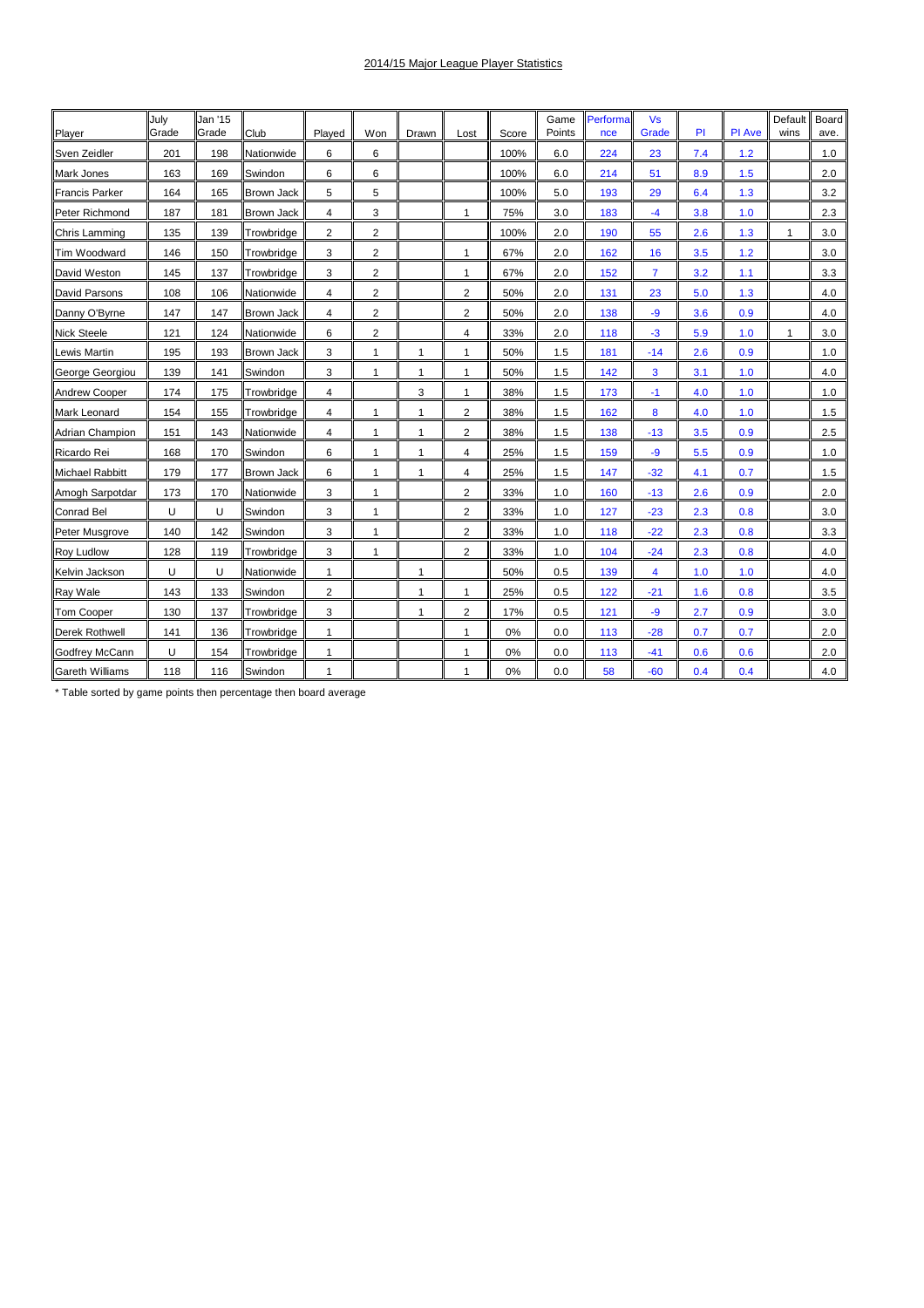2014/15 Major League Player Statistics

| Player | July Grade | Jan '15 Grade | Club | Played | Won | Drawn | Lost | Score | Game Points | Performance | Vs Grade | PI | PI Ave | Default wins | Board ave. |
|---|---|---|---|---|---|---|---|---|---|---|---|---|---|---|---|
| Sven Zeidler | 201 | 198 | Nationwide | 6 | 6 | | | 100% | 6.0 | 224 | 23 | 7.4 | 1.2 | | 1.0 |
| Mark Jones | 163 | 169 | Swindon | 6 | 6 | | | 100% | 6.0 | 214 | 51 | 8.9 | 1.5 | | 2.0 |
| Francis Parker | 164 | 165 | Brown Jack | 5 | 5 | | | 100% | 5.0 | 193 | 29 | 6.4 | 1.3 | | 3.2 |
| Peter Richmond | 187 | 181 | Brown Jack | 4 | 3 | | 1 | 75% | 3.0 | 183 | -4 | 3.8 | 1.0 | | 2.3 |
| Chris Lamming | 135 | 139 | Trowbridge | 2 | 2 | | | 100% | 2.0 | 190 | 55 | 2.6 | 1.3 | 1 | 3.0 |
| Tim Woodward | 146 | 150 | Trowbridge | 3 | 2 | | 1 | 67% | 2.0 | 162 | 16 | 3.5 | 1.2 | | 3.0 |
| David Weston | 145 | 137 | Trowbridge | 3 | 2 | | 1 | 67% | 2.0 | 152 | 7 | 3.2 | 1.1 | | 3.3 |
| David Parsons | 108 | 106 | Nationwide | 4 | 2 | | 2 | 50% | 2.0 | 131 | 23 | 5.0 | 1.3 | | 4.0 |
| Danny O'Byrne | 147 | 147 | Brown Jack | 4 | 2 | | 2 | 50% | 2.0 | 138 | -9 | 3.6 | 0.9 | | 4.0 |
| Nick Steele | 121 | 124 | Nationwide | 6 | 2 | | 4 | 33% | 2.0 | 118 | -3 | 5.9 | 1.0 | 1 | 3.0 |
| Lewis Martin | 195 | 193 | Brown Jack | 3 | 1 | 1 | 1 | 50% | 1.5 | 181 | -14 | 2.6 | 0.9 | | 1.0 |
| George Georgiou | 139 | 141 | Swindon | 3 | 1 | 1 | 1 | 50% | 1.5 | 142 | 3 | 3.1 | 1.0 | | 4.0 |
| Andrew Cooper | 174 | 175 | Trowbridge | 4 | | 3 | 1 | 38% | 1.5 | 173 | -1 | 4.0 | 1.0 | | 1.0 |
| Mark Leonard | 154 | 155 | Trowbridge | 4 | 1 | 1 | 2 | 38% | 1.5 | 162 | 8 | 4.0 | 1.0 | | 1.5 |
| Adrian Champion | 151 | 143 | Nationwide | 4 | 1 | 1 | 2 | 38% | 1.5 | 138 | -13 | 3.5 | 0.9 | | 2.5 |
| Ricardo Rei | 168 | 170 | Swindon | 6 | 1 | 1 | 4 | 25% | 1.5 | 159 | -9 | 5.5 | 0.9 | | 1.0 |
| Michael Rabbitt | 179 | 177 | Brown Jack | 6 | 1 | 1 | 4 | 25% | 1.5 | 147 | -32 | 4.1 | 0.7 | | 1.5 |
| Amogh Sarpotdar | 173 | 170 | Nationwide | 3 | 1 | | 2 | 33% | 1.0 | 160 | -13 | 2.6 | 0.9 | | 2.0 |
| Conrad Bel | U | U | Swindon | 3 | 1 | | 2 | 33% | 1.0 | 127 | -23 | 2.3 | 0.8 | | 3.0 |
| Peter Musgrove | 140 | 142 | Swindon | 3 | 1 | | 2 | 33% | 1.0 | 118 | -22 | 2.3 | 0.8 | | 3.3 |
| Roy Ludlow | 128 | 119 | Trowbridge | 3 | 1 | | 2 | 33% | 1.0 | 104 | -24 | 2.3 | 0.8 | | 4.0 |
| Kelvin Jackson | U | U | Nationwide | 1 | | 1 | | 50% | 0.5 | 139 | 4 | 1.0 | 1.0 | | 4.0 |
| Ray Wale | 143 | 133 | Swindon | 2 | | 1 | 1 | 25% | 0.5 | 122 | -21 | 1.6 | 0.8 | | 3.5 |
| Tom Cooper | 130 | 137 | Trowbridge | 3 | | 1 | 2 | 17% | 0.5 | 121 | -9 | 2.7 | 0.9 | | 3.0 |
| Derek Rothwell | 141 | 136 | Trowbridge | 1 | | | 1 | 0% | 0.0 | 113 | -28 | 0.7 | 0.7 | | 2.0 |
| Godfrey McCann | U | 154 | Trowbridge | 1 | | | 1 | 0% | 0.0 | 113 | -41 | 0.6 | 0.6 | | 2.0 |
| Gareth Williams | 118 | 116 | Swindon | 1 | | | 1 | 0% | 0.0 | 58 | -60 | 0.4 | 0.4 | | 4.0 |

* Table sorted by game points then percentage then board average